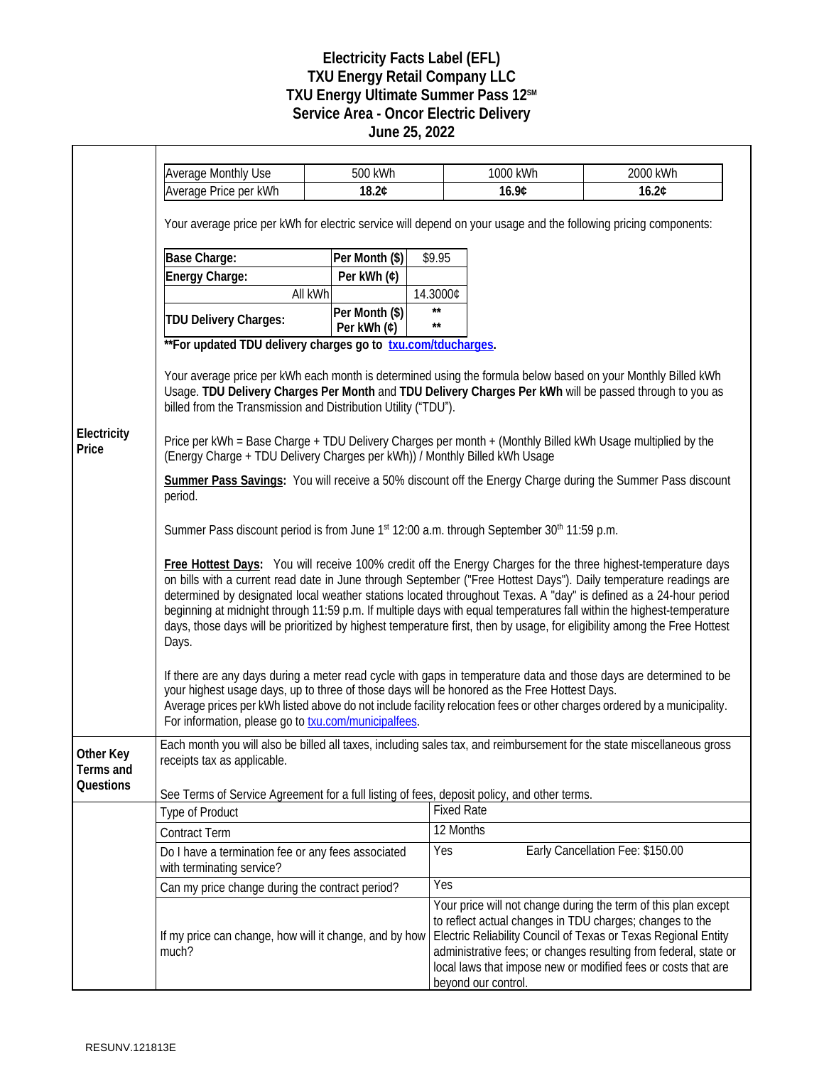# Electricity Facts Label (EFL)
## TXU Energy Retail Company LLC
## TXU Energy Ultimate Summer Pass 12℠
## Service Area - Oncor Electric Delivery
## June 25, 2022

### Electricity Price

| Average Monthly Use | 500 kWh | 1000 kWh | 2000 kWh |
|---|---|---|---|
| Average Price per kWh | **18.2¢** | **16.9¢** | **16.2¢** |

Your average price per kWh for electric service will depend on your usage and the following pricing components:

| | | |
|---|---|---|
| **Base Charge:** | **Per Month ($)** | $9.95 |
| **Energy Charge:** | **Per kWh (¢)** | |
| All kWh | | 14.3000¢ |
| **TDU Delivery Charges:** | **Per Month ($)** | ** |
| | **Per kWh (¢)** | ** |

****For updated TDU delivery charges go to txu.com/tducharges.**

Your average price per kWh each month is determined using the formula below based on your Monthly Billed kWh Usage. **TDU Delivery Charges Per Month** and **TDU Delivery Charges Per kWh** will be passed through to you as billed from the Transmission and Distribution Utility ("TDU").

Price per kWh = Base Charge + TDU Delivery Charges per month + (Monthly Billed kWh Usage multiplied by the (Energy Charge + TDU Delivery Charges per kWh)) / Monthly Billed kWh Usage

**Summer Pass Savings:** You will receive a 50% discount off the Energy Charge during the Summer Pass discount period.

Summer Pass discount period is from June 1st 12:00 a.m. through September 30th 11:59 p.m.

**Free Hottest Days:** You will receive 100% credit off the Energy Charges for the three highest-temperature days on bills with a current read date in June through September ("Free Hottest Days"). Daily temperature readings are determined by designated local weather stations located throughout Texas. A "day" is defined as a 24-hour period beginning at midnight through 11:59 p.m. If multiple days with equal temperatures fall within the highest-temperature days, those days will be prioritized by highest temperature first, then by usage, for eligibility among the Free Hottest Days.

If there are any days during a meter read cycle with gaps in temperature data and those days are determined to be your highest usage days, up to three of those days will be honored as the Free Hottest Days.
Average prices per kWh listed above do not include facility relocation fees or other charges ordered by a municipality. For information, please go to txu.com/municipalfees.

### Other Key Terms and Questions

Each month you will also be billed all taxes, including sales tax, and reimbursement for the state miscellaneous gross receipts tax as applicable.

See Terms of Service Agreement for a full listing of fees, deposit policy, and other terms.

| | |
|---|---|
| Type of Product | Fixed Rate |
| Contract Term | 12 Months |
| Do I have a termination fee or any fees associated with terminating service? | Yes — Early Cancellation Fee: $150.00 |
| Can my price change during the contract period? | Yes |
| If my price can change, how will it change, and by how much? | Your price will not change during the term of this plan except to reflect actual changes in TDU charges; changes to the Electric Reliability Council of Texas or Texas Regional Entity administrative fees; or changes resulting from federal, state or local laws that impose new or modified fees or costs that are beyond our control. |

RESUNV.121813E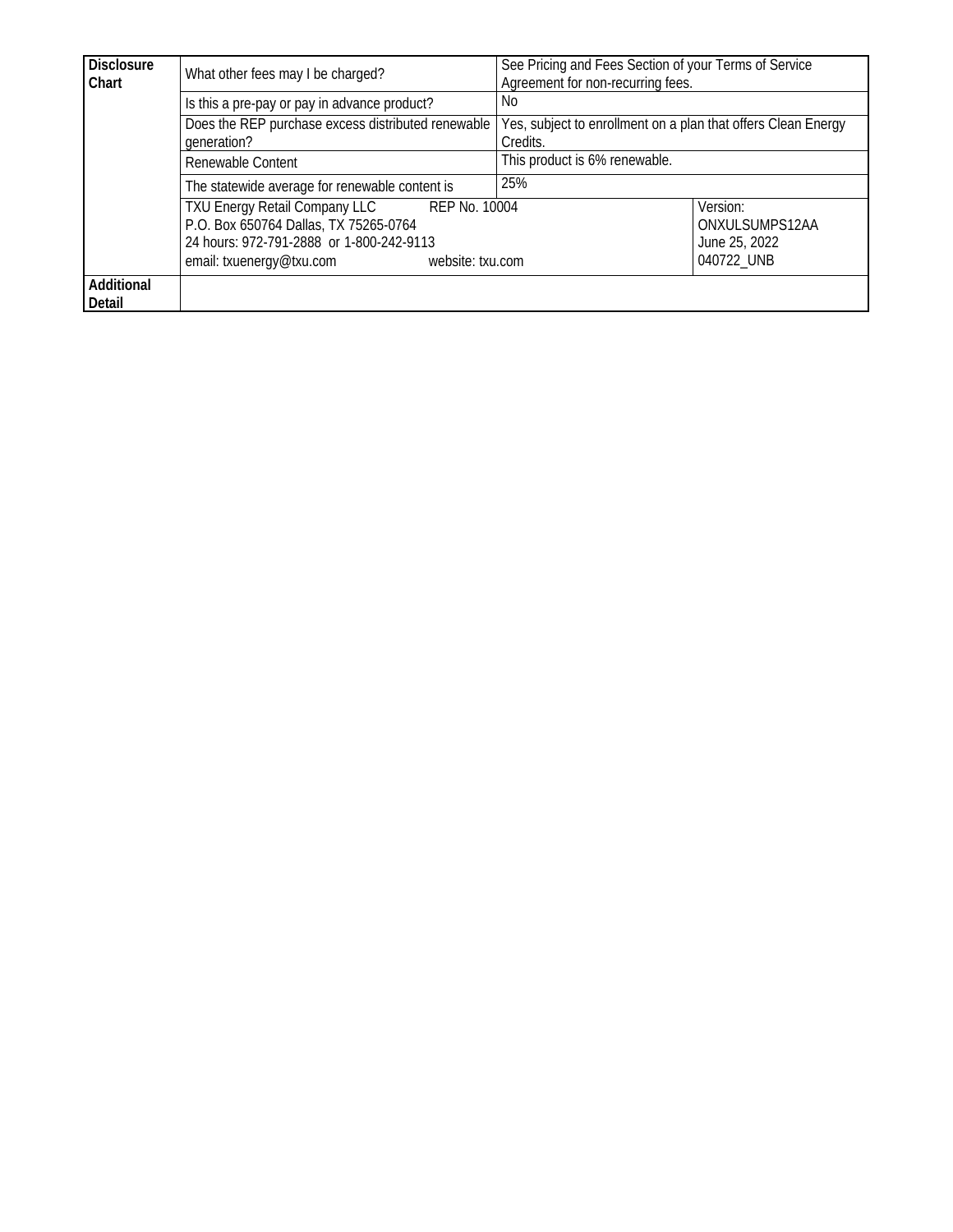| | | | |
|---|---|---|---|
| **Disclosure Chart** | What other fees may I be charged? | See Pricing and Fees Section of your Terms of Service Agreement for non-recurring fees. | |
| | Is this a pre-pay or pay in advance product? | No | |
| | Does the REP purchase excess distributed renewable generation? | Yes, subject to enrollment on a plan that offers Clean Energy Credits. | |
| | Renewable Content | This product is 6% renewable. | |
| | The statewide average for renewable content is | 25% | |
| | TXU Energy Retail Company LLC REP No. 10004<br>P.O. Box 650764 Dallas, TX 75265-0764<br>24 hours: 972-791-2888 or 1-800-242-9113<br>email: txuenergy@txu.com website: txu.com | | Version:<br>ONXULSUMPS12AA<br>June 25, 2022<br>040722_UNB |
| **Additional Detail** | | | |